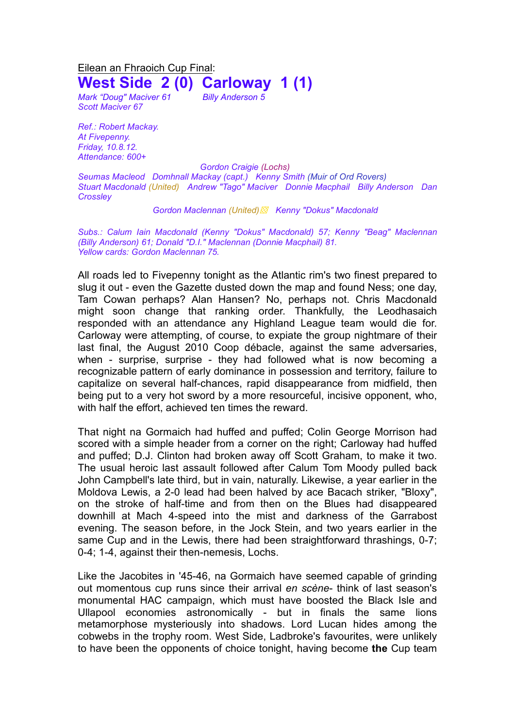Eilean an Fhraoich Cup Final:

# West Side 2 (0) Carloway 1 (1)

*Mark "Doug" Maciver 61* *Billy Anderson 5*
*Scott Maciver 67*

*Ref.: Robert Mackay.*
*At Fivepenny.*
*Friday, 10.8.12.*
*Attendance: 600+*

*Gordon Craigie (Lochs)*

*Seumas Macleod Domhnall Mackay (capt.) Kenny Smith (Muir of Ord Rovers)*
*Stuart Macdonald (United) Andrew "Tago" Maciver Donnie Macphail Billy Anderson Dan Crossley*

*Gordon Maclennan (United) Kenny "Dokus" Macdonald*

*Subs.: Calum Iain Macdonald (Kenny "Dokus" Macdonald) 57; Kenny "Beag" Maclennan (Billy Anderson) 61; Donald "D.I." Maclennan (Donnie Macphail) 81.*
*Yellow cards: Gordon Maclennan 75.*

All roads led to Fivepenny tonight as the Atlantic rim's two finest prepared to slug it out - even the Gazette dusted down the map and found Ness; one day, Tam Cowan perhaps? Alan Hansen? No, perhaps not. Chris Macdonald might soon change that ranking order. Thankfully, the Leodhasaich responded with an attendance any Highland League team would die for. Carloway were attempting, of course, to expiate the group nightmare of their last final, the August 2010 Coop débacle, against the same adversaries, when - surprise, surprise - they had followed what is now becoming a recognizable pattern of early dominance in possession and territory, failure to capitalize on several half-chances, rapid disappearance from midfield, then being put to a very hot sword by a more resourceful, incisive opponent, who, with half the effort, achieved ten times the reward.

That night na Gormaich had huffed and puffed; Colin George Morrison had scored with a simple header from a corner on the right; Carloway had huffed and puffed; D.J. Clinton had broken away off Scott Graham, to make it two. The usual heroic last assault followed after Calum Tom Moody pulled back John Campbell's late third, but in vain, naturally. Likewise, a year earlier in the Moldova Lewis, a 2-0 lead had been halved by ace Bacach striker, "Bloxy", on the stroke of half-time and from then on the Blues had disappeared downhill at Mach 4-speed into the mist and darkness of the Garrabost evening. The season before, in the Jock Stein, and two years earlier in the same Cup and in the Lewis, there had been straightforward thrashings, 0-7; 0-4; 1-4, against their then-nemesis, Lochs.

Like the Jacobites in '45-46, na Gormaich have seemed capable of grinding out momentous cup runs since their arrival *en scène*- think of last season's monumental HAC campaign, which must have boosted the Black Isle and Ullapool economies astronomically - but in finals the same lions metamorphose mysteriously into shadows. Lord Lucan hides among the cobwebs in the trophy room. West Side, Ladbroke's favourites, were unlikely to have been the opponents of choice tonight, having become **the** Cup team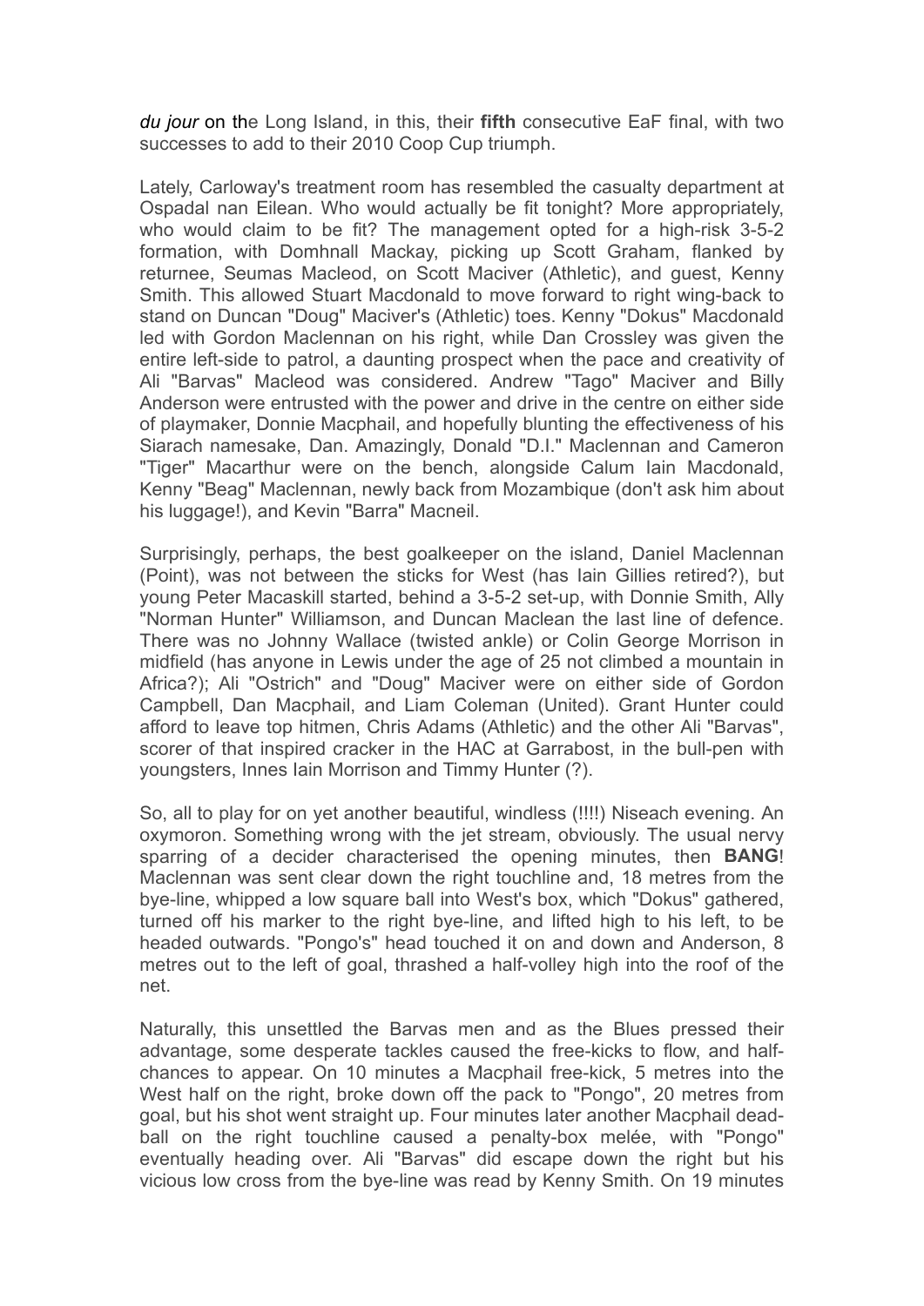*du jour* on the Long Island, in this, their **fifth** consecutive EaF final, with two successes to add to their 2010 Coop Cup triumph.

Lately, Carloway's treatment room has resembled the casualty department at Ospadal nan Eilean. Who would actually be fit tonight? More appropriately, who would claim to be fit? The management opted for a high-risk 3-5-2 formation, with Domhnall Mackay, picking up Scott Graham, flanked by returnee, Seumas Macleod, on Scott Maciver (Athletic), and guest, Kenny Smith. This allowed Stuart Macdonald to move forward to right wing-back to stand on Duncan "Doug" Maciver's (Athletic) toes. Kenny "Dokus" Macdonald led with Gordon Maclennan on his right, while Dan Crossley was given the entire left-side to patrol, a daunting prospect when the pace and creativity of Ali "Barvas" Macleod was considered. Andrew "Tago" Maciver and Billy Anderson were entrusted with the power and drive in the centre on either side of playmaker, Donnie Macphail, and hopefully blunting the effectiveness of his Siarach namesake, Dan. Amazingly, Donald "D.I." Maclennan and Cameron "Tiger" Macarthur were on the bench, alongside Calum Iain Macdonald, Kenny "Beag" Maclennan, newly back from Mozambique (don't ask him about his luggage!), and Kevin "Barra" Macneil.

Surprisingly, perhaps, the best goalkeeper on the island, Daniel Maclennan (Point), was not between the sticks for West (has Iain Gillies retired?), but young Peter Macaskill started, behind a 3-5-2 set-up, with Donnie Smith, Ally "Norman Hunter" Williamson, and Duncan Maclean the last line of defence. There was no Johnny Wallace (twisted ankle) or Colin George Morrison in midfield (has anyone in Lewis under the age of 25 not climbed a mountain in Africa?); Ali "Ostrich" and "Doug" Maciver were on either side of Gordon Campbell, Dan Macphail, and Liam Coleman (United). Grant Hunter could afford to leave top hitmen, Chris Adams (Athletic) and the other Ali "Barvas", scorer of that inspired cracker in the HAC at Garrabost, in the bull-pen with youngsters, Innes Iain Morrison and Timmy Hunter (?).

So, all to play for on yet another beautiful, windless (!!!!) Niseach evening. An oxymoron. Something wrong with the jet stream, obviously. The usual nervy sparring of a decider characterised the opening minutes, then **BANG**! Maclennan was sent clear down the right touchline and, 18 metres from the bye-line, whipped a low square ball into West's box, which "Dokus" gathered, turned off his marker to the right bye-line, and lifted high to his left, to be headed outwards. "Pongo's" head touched it on and down and Anderson, 8 metres out to the left of goal, thrashed a half-volley high into the roof of the net.

Naturally, this unsettled the Barvas men and as the Blues pressed their advantage, some desperate tackles caused the free-kicks to flow, and half-chances to appear. On 10 minutes a Macphail free-kick, 5 metres into the West half on the right, broke down off the pack to "Pongo", 20 metres from goal, but his shot went straight up. Four minutes later another Macphail dead-ball on the right touchline caused a penalty-box melée, with "Pongo" eventually heading over. Ali "Barvas" did escape down the right but his vicious low cross from the bye-line was read by Kenny Smith. On 19 minutes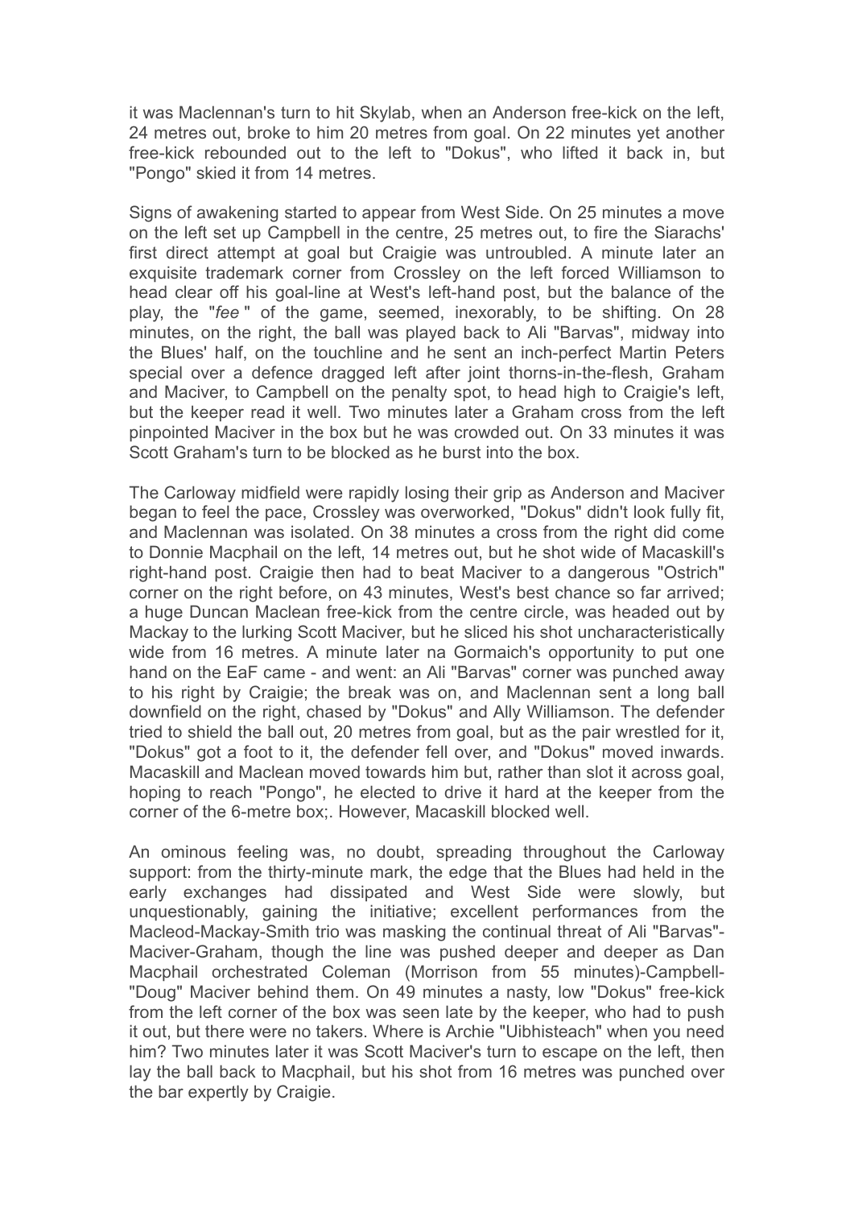it was Maclennan's turn to hit Skylab, when an Anderson free-kick on the left, 24 metres out, broke to him 20 metres from goal. On 22 minutes yet another free-kick rebounded out to the left to "Dokus", who lifted it back in, but "Pongo" skied it from 14 metres.

Signs of awakening started to appear from West Side. On 25 minutes a move on the left set up Campbell in the centre, 25 metres out, to fire the Siarachs' first direct attempt at goal but Craigie was untroubled. A minute later an exquisite trademark corner from Crossley on the left forced Williamson to head clear off his goal-line at West's left-hand post, but the balance of the play, the "*fee* " of the game, seemed, inexorably, to be shifting. On 28 minutes, on the right, the ball was played back to Ali "Barvas", midway into the Blues' half, on the touchline and he sent an inch-perfect Martin Peters special over a defence dragged left after joint thorns-in-the-flesh, Graham and Maciver, to Campbell on the penalty spot, to head high to Craigie's left, but the keeper read it well. Two minutes later a Graham cross from the left pinpointed Maciver in the box but he was crowded out. On 33 minutes it was Scott Graham's turn to be blocked as he burst into the box.

The Carloway midfield were rapidly losing their grip as Anderson and Maciver began to feel the pace, Crossley was overworked, "Dokus" didn't look fully fit, and Maclennan was isolated. On 38 minutes a cross from the right did come to Donnie Macphail on the left, 14 metres out, but he shot wide of Macaskill's right-hand post. Craigie then had to beat Maciver to a dangerous "Ostrich" corner on the right before, on 43 minutes, West's best chance so far arrived; a huge Duncan Maclean free-kick from the centre circle, was headed out by Mackay to the lurking Scott Maciver, but he sliced his shot uncharacteristically wide from 16 metres. A minute later na Gormaich's opportunity to put one hand on the EaF came - and went: an Ali "Barvas" corner was punched away to his right by Craigie; the break was on, and Maclennan sent a long ball downfield on the right, chased by "Dokus" and Ally Williamson. The defender tried to shield the ball out, 20 metres from goal, but as the pair wrestled for it, "Dokus" got a foot to it, the defender fell over, and "Dokus" moved inwards. Macaskill and Maclean moved towards him but, rather than slot it across goal, hoping to reach "Pongo", he elected to drive it hard at the keeper from the corner of the 6-metre box;. However, Macaskill blocked well.

An ominous feeling was, no doubt, spreading throughout the Carloway support: from the thirty-minute mark, the edge that the Blues had held in the early exchanges had dissipated and West Side were slowly, but unquestionably, gaining the initiative; excellent performances from the Macleod-Mackay-Smith trio was masking the continual threat of Ali "Barvas"-Maciver-Graham, though the line was pushed deeper and deeper as Dan Macphail orchestrated Coleman (Morrison from 55 minutes)-Campbell-"Doug" Maciver behind them. On 49 minutes a nasty, low "Dokus" free-kick from the left corner of the box was seen late by the keeper, who had to push it out, but there were no takers. Where is Archie "Uibhisteach" when you need him? Two minutes later it was Scott Maciver's turn to escape on the left, then lay the ball back to Macphail, but his shot from 16 metres was punched over the bar expertly by Craigie.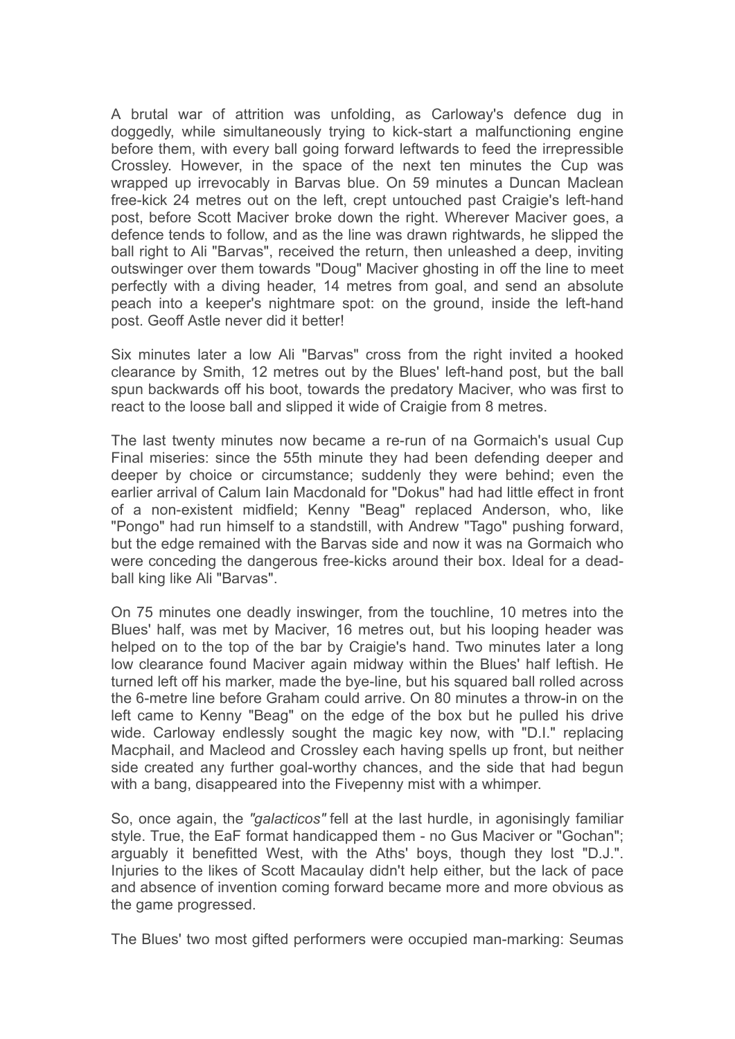A brutal war of attrition was unfolding, as Carloway's defence dug in doggedly, while simultaneously trying to kick-start a malfunctioning engine before them, with every ball going forward leftwards to feed the irrepressible Crossley. However, in the space of the next ten minutes the Cup was wrapped up irrevocably in Barvas blue. On 59 minutes a Duncan Maclean free-kick 24 metres out on the left, crept untouched past Craigie's left-hand post, before Scott Maciver broke down the right. Wherever Maciver goes, a defence tends to follow, and as the line was drawn rightwards, he slipped the ball right to Ali "Barvas", received the return, then unleashed a deep, inviting outswinger over them towards "Doug" Maciver ghosting in off the line to meet perfectly with a diving header, 14 metres from goal, and send an absolute peach into a keeper's nightmare spot: on the ground, inside the left-hand post. Geoff Astle never did it better!

Six minutes later a low Ali "Barvas" cross from the right invited a hooked clearance by Smith, 12 metres out by the Blues' left-hand post, but the ball spun backwards off his boot, towards the predatory Maciver, who was first to react to the loose ball and slipped it wide of Craigie from 8 metres.

The last twenty minutes now became a re-run of na Gormaich's usual Cup Final miseries: since the 55th minute they had been defending deeper and deeper by choice or circumstance; suddenly they were behind; even the earlier arrival of Calum Iain Macdonald for "Dokus" had had little effect in front of a non-existent midfield; Kenny "Beag" replaced Anderson, who, like "Pongo" had run himself to a standstill, with Andrew "Tago" pushing forward, but the edge remained with the Barvas side and now it was na Gormaich who were conceding the dangerous free-kicks around their box. Ideal for a dead-ball king like Ali "Barvas".

On 75 minutes one deadly inswinger, from the touchline, 10 metres into the Blues' half, was met by Maciver, 16 metres out, but his looping header was helped on to the top of the bar by Craigie's hand. Two minutes later a long low clearance found Maciver again midway within the Blues' half leftish. He turned left off his marker, made the bye-line, but his squared ball rolled across the 6-metre line before Graham could arrive. On 80 minutes a throw-in on the left came to Kenny "Beag" on the edge of the box but he pulled his drive wide. Carloway endlessly sought the magic key now, with "D.I." replacing Macphail, and Macleod and Crossley each having spells up front, but neither side created any further goal-worthy chances, and the side that had begun with a bang, disappeared into the Fivepenny mist with a whimper.

So, once again, the *"galacticos"* fell at the last hurdle, in agonisingly familiar style. True, the EaF format handicapped them - no Gus Maciver or "Gochan"; arguably it benefitted West, with the Aths' boys, though they lost "D.J.". Injuries to the likes of Scott Macaulay didn't help either, but the lack of pace and absence of invention coming forward became more and more obvious as the game progressed.

The Blues' two most gifted performers were occupied man-marking: Seumas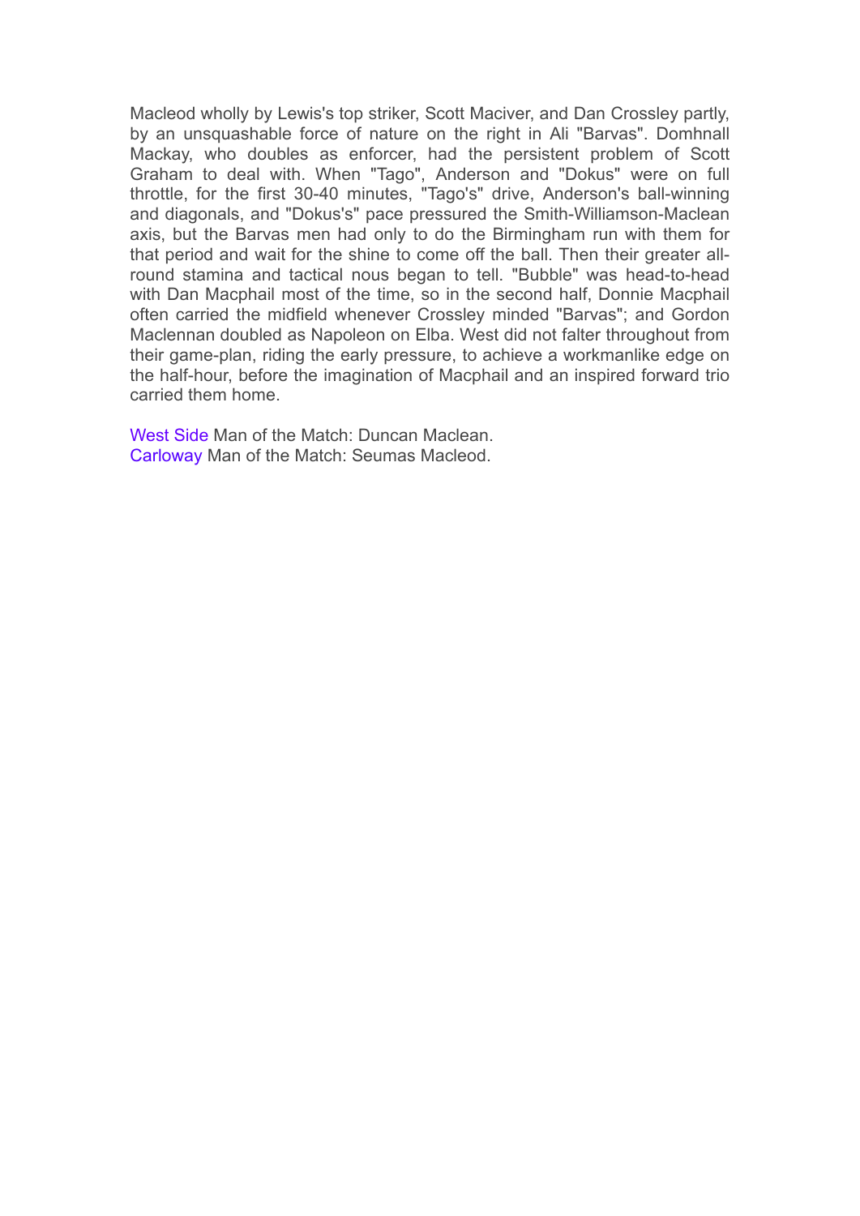Macleod wholly by Lewis's top striker, Scott Maciver, and Dan Crossley partly, by an unsquashable force of nature on the right in Ali "Barvas". Domhnall Mackay, who doubles as enforcer, had the persistent problem of Scott Graham to deal with. When "Tago", Anderson and "Dokus" were on full throttle, for the first 30-40 minutes, "Tago's" drive, Anderson's ball-winning and diagonals, and "Dokus's" pace pressured the Smith-Williamson-Maclean axis, but the Barvas men had only to do the Birmingham run with them for that period and wait for the shine to come off the ball. Then their greater all-round stamina and tactical nous began to tell. "Bubble" was head-to-head with Dan Macphail most of the time, so in the second half, Donnie Macphail often carried the midfield whenever Crossley minded "Barvas"; and Gordon Maclennan doubled as Napoleon on Elba. West did not falter throughout from their game-plan, riding the early pressure, to achieve a workmanlike edge on the half-hour, before the imagination of Macphail and an inspired forward trio carried them home.

West Side Man of the Match: Duncan Maclean.
Carloway Man of the Match: Seumas Macleod.